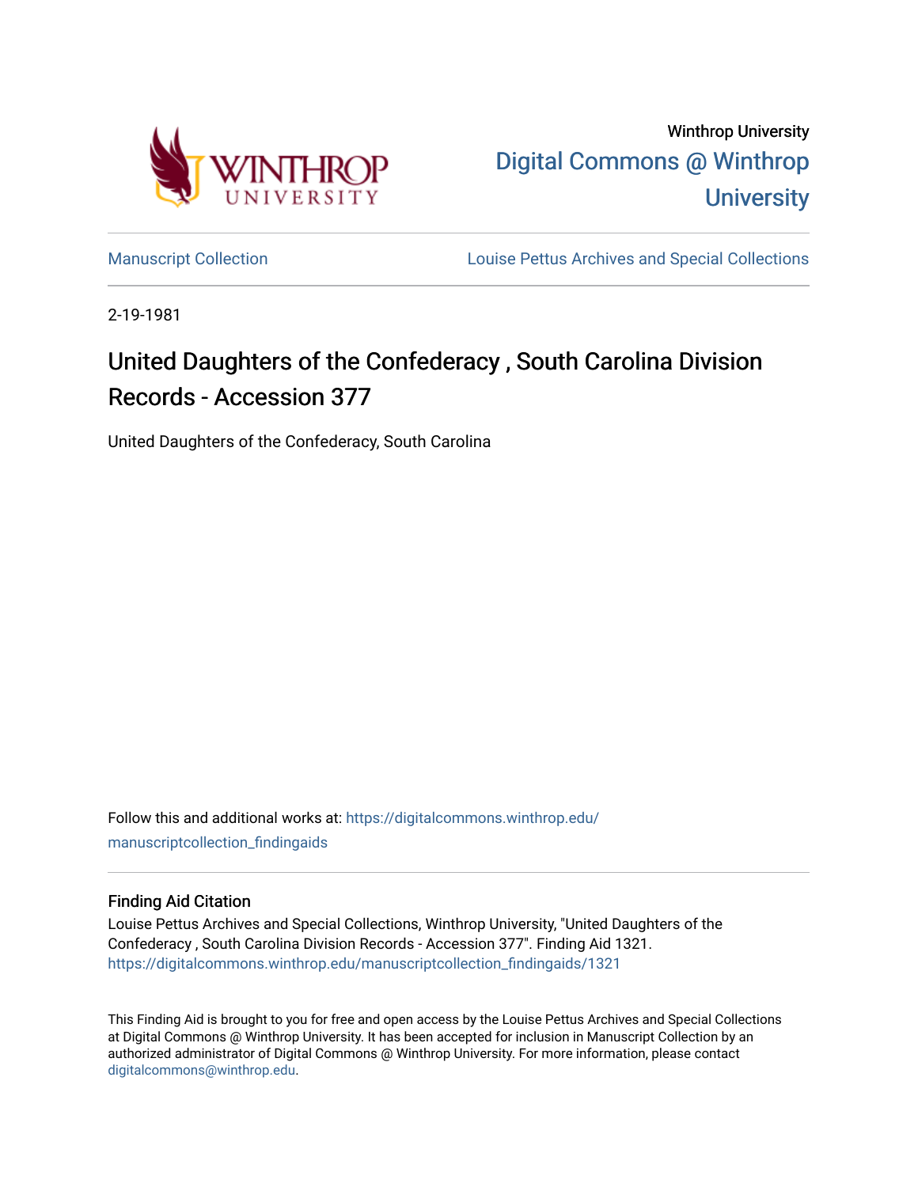Winthrop University

Digital Commons @ Winthrop University

Manuscript Collection

Louise Pettus Archives and Special Collections

2-19-1981

# United Daughters of the Confederacy , South Carolina Division Records - Accession 377

United Daughters of the Confederacy, South Carolina

Follow this and additional works at: https://digitalcommons.winthrop.edu/manuscriptcollection_findingaids

## Finding Aid Citation

Louise Pettus Archives and Special Collections, Winthrop University, "United Daughters of the Confederacy , South Carolina Division Records - Accession 377". Finding Aid 1321.
https://digitalcommons.winthrop.edu/manuscriptcollection_findingaids/1321

This Finding Aid is brought to you for free and open access by the Louise Pettus Archives and Special Collections at Digital Commons @ Winthrop University. It has been accepted for inclusion in Manuscript Collection by an authorized administrator of Digital Commons @ Winthrop University. For more information, please contact digitalcommons@winthrop.edu.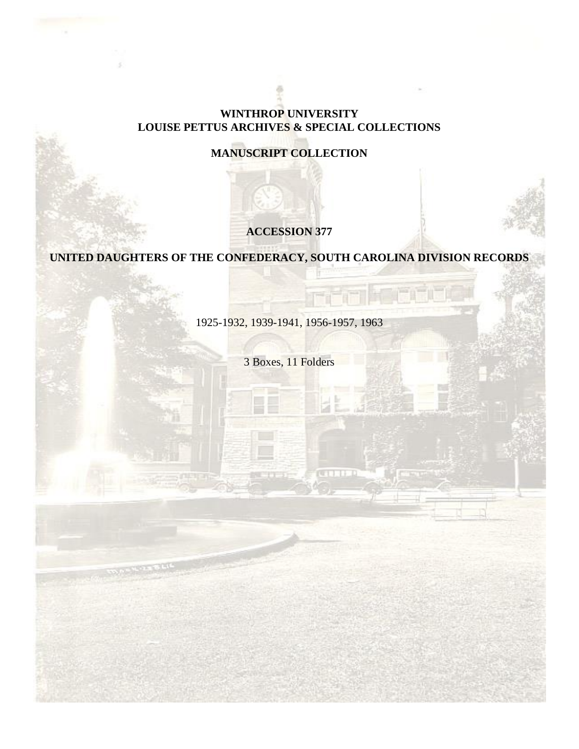**WINTHROP UNIVERSITY**
**LOUISE PETTUS ARCHIVES & SPECIAL COLLECTIONS**

**MANUSCRIPT COLLECTION**

**ACCESSION 377**

**UNITED DAUGHTERS OF THE CONFEDERACY, SOUTH CAROLINA DIVISION RECORDS**

1925-1932, 1939-1941, 1956-1957, 1963

3 Boxes, 11 Folders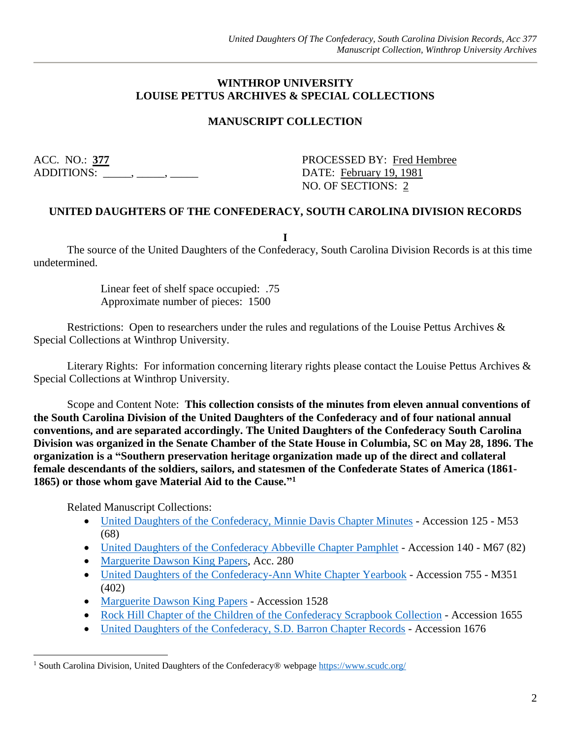**WINTHROP UNIVERSITY**
**LOUISE PETTUS ARCHIVES & SPECIAL COLLECTIONS**

**MANUSCRIPT COLLECTION**

ACC. NO.: **377**
ADDITIONS: _____, _____, _____

PROCESSED BY: Fred Hembree
DATE: February 19, 1981
NO. OF SECTIONS: 2

## UNITED DAUGHTERS OF THE CONFEDERACY, SOUTH CAROLINA DIVISION RECORDS

**I**

The source of the United Daughters of the Confederacy, South Carolina Division Records is at this time undetermined.

Linear feet of shelf space occupied: .75
Approximate number of pieces: 1500

Restrictions: Open to researchers under the rules and regulations of the Louise Pettus Archives & Special Collections at Winthrop University.

Literary Rights: For information concerning literary rights please contact the Louise Pettus Archives & Special Collections at Winthrop University.

Scope and Content Note: **This collection consists of the minutes from eleven annual conventions of the South Carolina Division of the United Daughters of the Confederacy and of four national annual conventions, and are separated accordingly. The United Daughters of the Confederacy South Carolina Division was organized in the Senate Chamber of the State House in Columbia, SC on May 28, 1896. The organization is a "Southern preservation heritage organization made up of the direct and collateral female descendants of the soldiers, sailors, and statesmen of the Confederate States of America (1861-1865) or those whom gave Material Aid to the Cause."[1]**

Related Manuscript Collections:

- United Daughters of the Confederacy, Minnie Davis Chapter Minutes - Accession 125 - M53 (68)
- United Daughters of the Confederacy Abbeville Chapter Pamphlet - Accession 140 - M67 (82)
- Marguerite Dawson King Papers, Acc. 280
- United Daughters of the Confederacy-Ann White Chapter Yearbook - Accession 755 - M351 (402)
- Marguerite Dawson King Papers - Accession 1528
- Rock Hill Chapter of the Children of the Confederacy Scrapbook Collection - Accession 1655
- United Daughters of the Confederacy, S.D. Barron Chapter Records - Accession 1676

[1] South Carolina Division, United Daughters of the Confederacy® webpage https://www.scudc.org/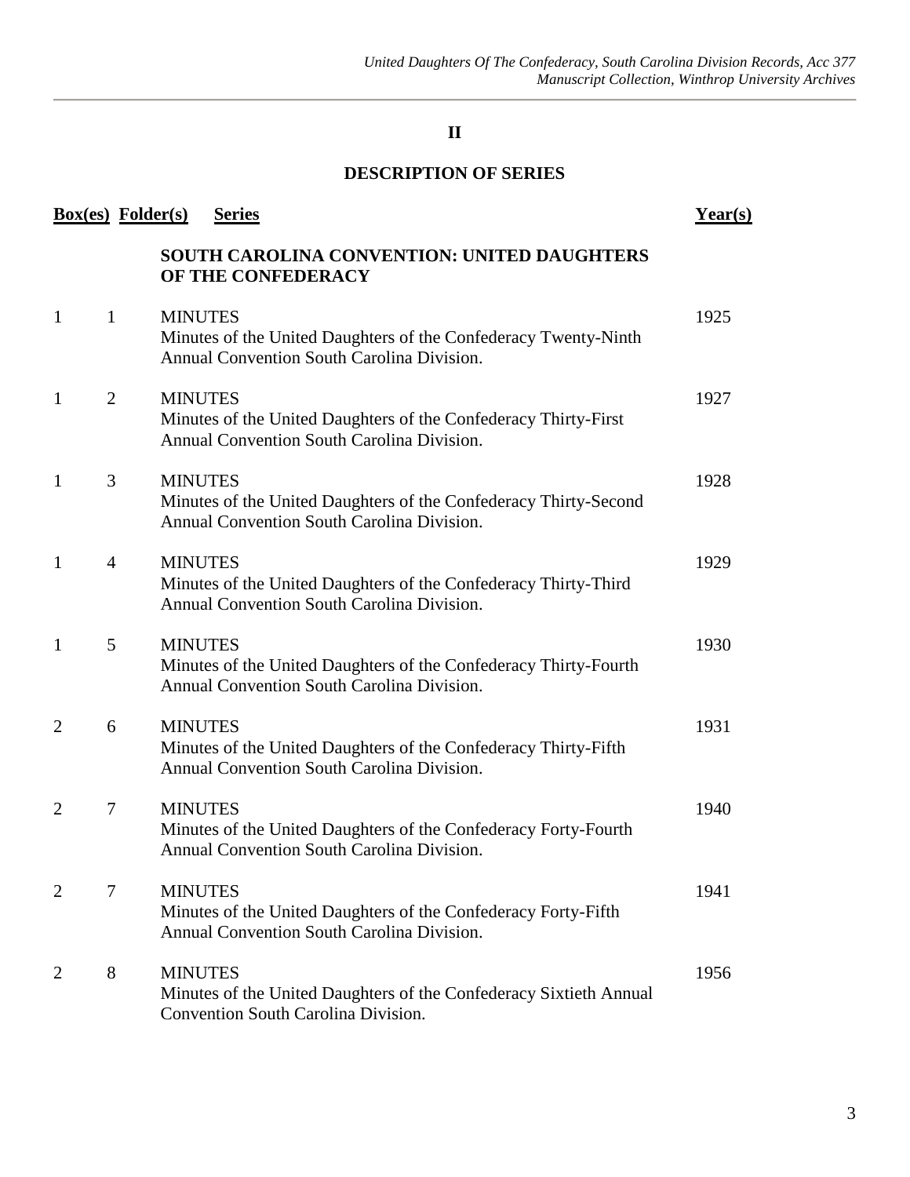## II

## DESCRIPTION OF SERIES

| Box(es) | Folder(s) | Series | Year(s) |
|---|---|---|---|
| | | **SOUTH CAROLINA CONVENTION: UNITED DAUGHTERS OF THE CONFEDERACY** | |
| 1 | 1 | MINUTES<br>Minutes of the United Daughters of the Confederacy Twenty-Ninth Annual Convention South Carolina Division. | 1925 |
| 1 | 2 | MINUTES<br>Minutes of the United Daughters of the Confederacy Thirty-First Annual Convention South Carolina Division. | 1927 |
| 1 | 3 | MINUTES<br>Minutes of the United Daughters of the Confederacy Thirty-Second Annual Convention South Carolina Division. | 1928 |
| 1 | 4 | MINUTES<br>Minutes of the United Daughters of the Confederacy Thirty-Third Annual Convention South Carolina Division. | 1929 |
| 1 | 5 | MINUTES<br>Minutes of the United Daughters of the Confederacy Thirty-Fourth Annual Convention South Carolina Division. | 1930 |
| 2 | 6 | MINUTES<br>Minutes of the United Daughters of the Confederacy Thirty-Fifth Annual Convention South Carolina Division. | 1931 |
| 2 | 7 | MINUTES<br>Minutes of the United Daughters of the Confederacy Forty-Fourth Annual Convention South Carolina Division. | 1940 |
| 2 | 7 | MINUTES<br>Minutes of the United Daughters of the Confederacy Forty-Fifth Annual Convention South Carolina Division. | 1941 |
| 2 | 8 | MINUTES<br>Minutes of the United Daughters of the Confederacy Sixtieth Annual Convention South Carolina Division. | 1956 |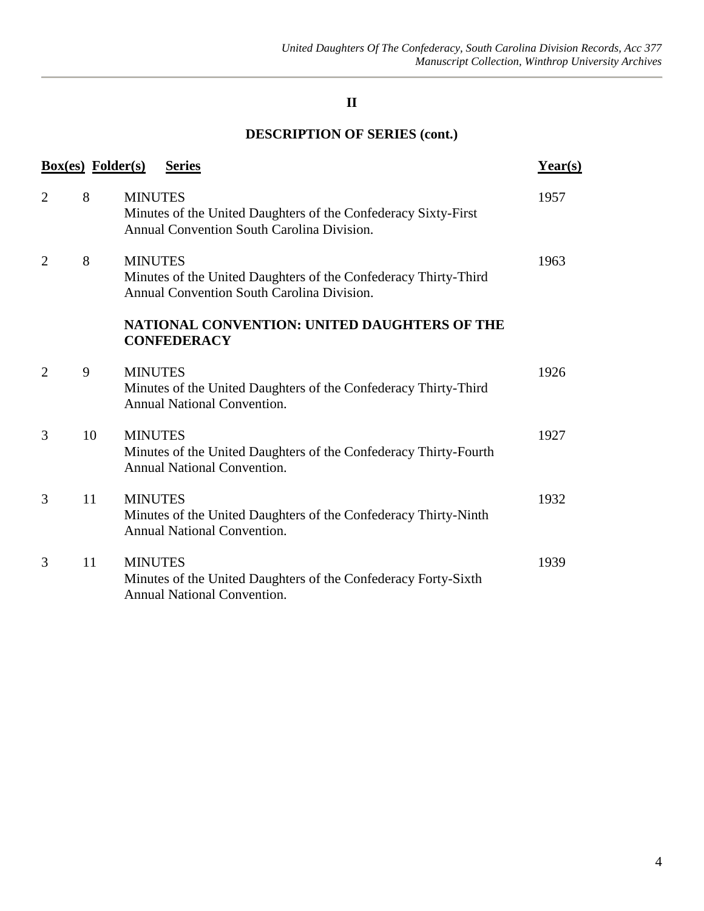## II

## DESCRIPTION OF SERIES (cont.)

| Box(es) | Folder(s) | Series | Year(s) |
|---|---|---|---|
| 2 | 8 | MINUTES<br>Minutes of the United Daughters of the Confederacy Sixty-First Annual Convention South Carolina Division. | 1957 |
| 2 | 8 | MINUTES<br>Minutes of the United Daughters of the Confederacy Thirty-Third Annual Convention South Carolina Division. | 1963 |
| | | **NATIONAL CONVENTION: UNITED DAUGHTERS OF THE CONFEDERACY** | |
| 2 | 9 | MINUTES<br>Minutes of the United Daughters of the Confederacy Thirty-Third Annual National Convention. | 1926 |
| 3 | 10 | MINUTES<br>Minutes of the United Daughters of the Confederacy Thirty-Fourth Annual National Convention. | 1927 |
| 3 | 11 | MINUTES<br>Minutes of the United Daughters of the Confederacy Thirty-Ninth Annual National Convention. | 1932 |
| 3 | 11 | MINUTES<br>Minutes of the United Daughters of the Confederacy Forty-Sixth Annual National Convention. | 1939 |